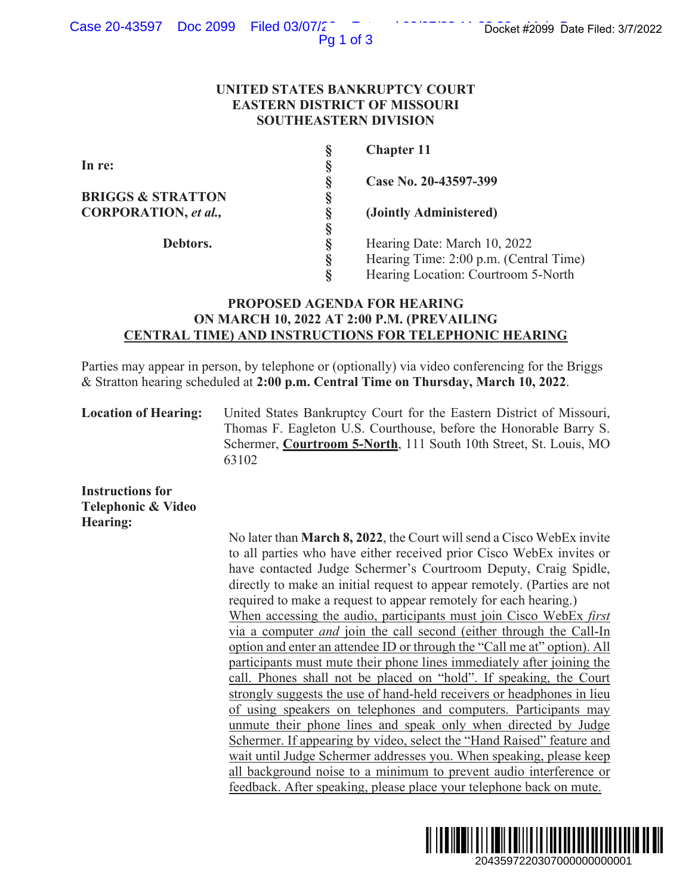**UNITED STATES BANKRUPTCY COURT**
**EASTERN DISTRICT OF MISSOURI**
**SOUTHEASTERN DIVISION**

| | | |
|---|---|---|
| **In re:** | § | **Chapter 11** |
| | § | |
| **BRIGGS & STRATTON CORPORATION, *et al.*,** | § | **Case No. 20-43597-399** |
| | § | **(Jointly Administered)** |
| **Debtors.** | § | Hearing Date: March 10, 2022 |
| | § | Hearing Time: 2:00 p.m. (Central Time) |
| | § | Hearing Location: Courtroom 5-North |

**PROPOSED AGENDA FOR HEARING ON MARCH 10, 2022 AT 2:00 P.M. (PREVAILING CENTRAL TIME) AND INSTRUCTIONS FOR TELEPHONIC HEARING**

Parties may appear in person, by telephone or (optionally) via video conferencing for the Briggs & Stratton hearing scheduled at **2:00 p.m. Central Time on Thursday, March 10, 2022**.

**Location of Hearing:** United States Bankruptcy Court for the Eastern District of Missouri, Thomas F. Eagleton U.S. Courthouse, before the Honorable Barry S. Schermer, **Courtroom 5-North**, 111 South 10th Street, St. Louis, MO 63102

**Instructions for Telephonic & Video Hearing:**

No later than **March 8, 2022**, the Court will send a Cisco WebEx invite to all parties who have either received prior Cisco WebEx invites or have contacted Judge Schermer's Courtroom Deputy, Craig Spidle, directly to make an initial request to appear remotely. (Parties are not required to make a request to appear remotely for each hearing.) When accessing the audio, participants must join Cisco WebEx *first* via a computer *and* join the call second (either through the Call-In option and enter an attendee ID or through the "Call me at" option). All participants must mute their phone lines immediately after joining the call. Phones shall not be placed on "hold". If speaking, the Court strongly suggests the use of hand-held receivers or headphones in lieu of using speakers on telephones and computers. Participants may unmute their phone lines and speak only when directed by Judge Schermer. If appearing by video, select the "Hand Raised" feature and wait until Judge Schermer addresses you. When speaking, please keep all background noise to a minimum to prevent audio interference or feedback. After speaking, please place your telephone back on mute.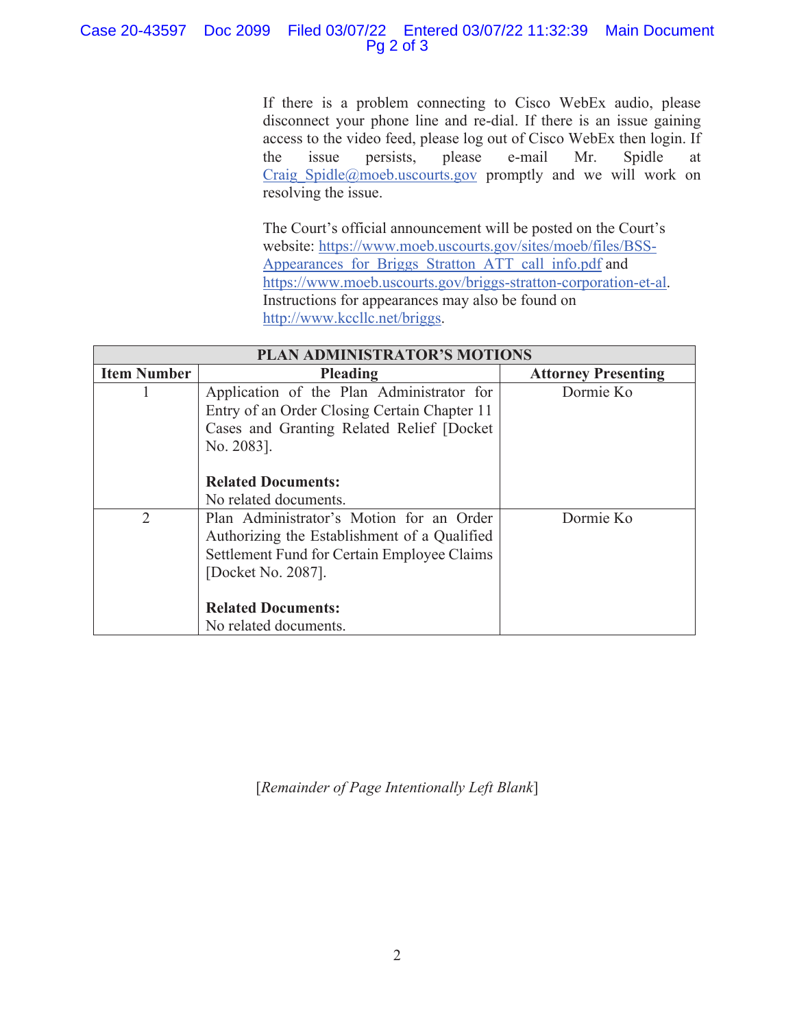If there is a problem connecting to Cisco WebEx audio, please disconnect your phone line and re-dial. If there is an issue gaining access to the video feed, please log out of Cisco WebEx then login. If the issue persists, please e-mail Mr. Spidle at Craig_Spidle@moeb.uscourts.gov promptly and we will work on resolving the issue.

The Court's official announcement will be posted on the Court's website: https://www.moeb.uscourts.gov/sites/moeb/files/BSS-Appearances_for_Briggs_Stratton_ATT_call_info.pdf and https://www.moeb.uscourts.gov/briggs-stratton-corporation-et-al. Instructions for appearances may also be found on http://www.kccllc.net/briggs.

| PLAN ADMINISTRATOR'S MOTIONS | | |
|---|---|---|
| **Item Number** | **Pleading** | **Attorney Presenting** |
| 1 | Application of the Plan Administrator for Entry of an Order Closing Certain Chapter 11 Cases and Granting Related Relief [Docket No. 2083].<br><br>**Related Documents:**<br>No related documents. | Dormie Ko |
| 2 | Plan Administrator's Motion for an Order Authorizing the Establishment of a Qualified Settlement Fund for Certain Employee Claims [Docket No. 2087].<br><br>**Related Documents:**<br>No related documents. | Dormie Ko |

[*Remainder of Page Intentionally Left Blank*]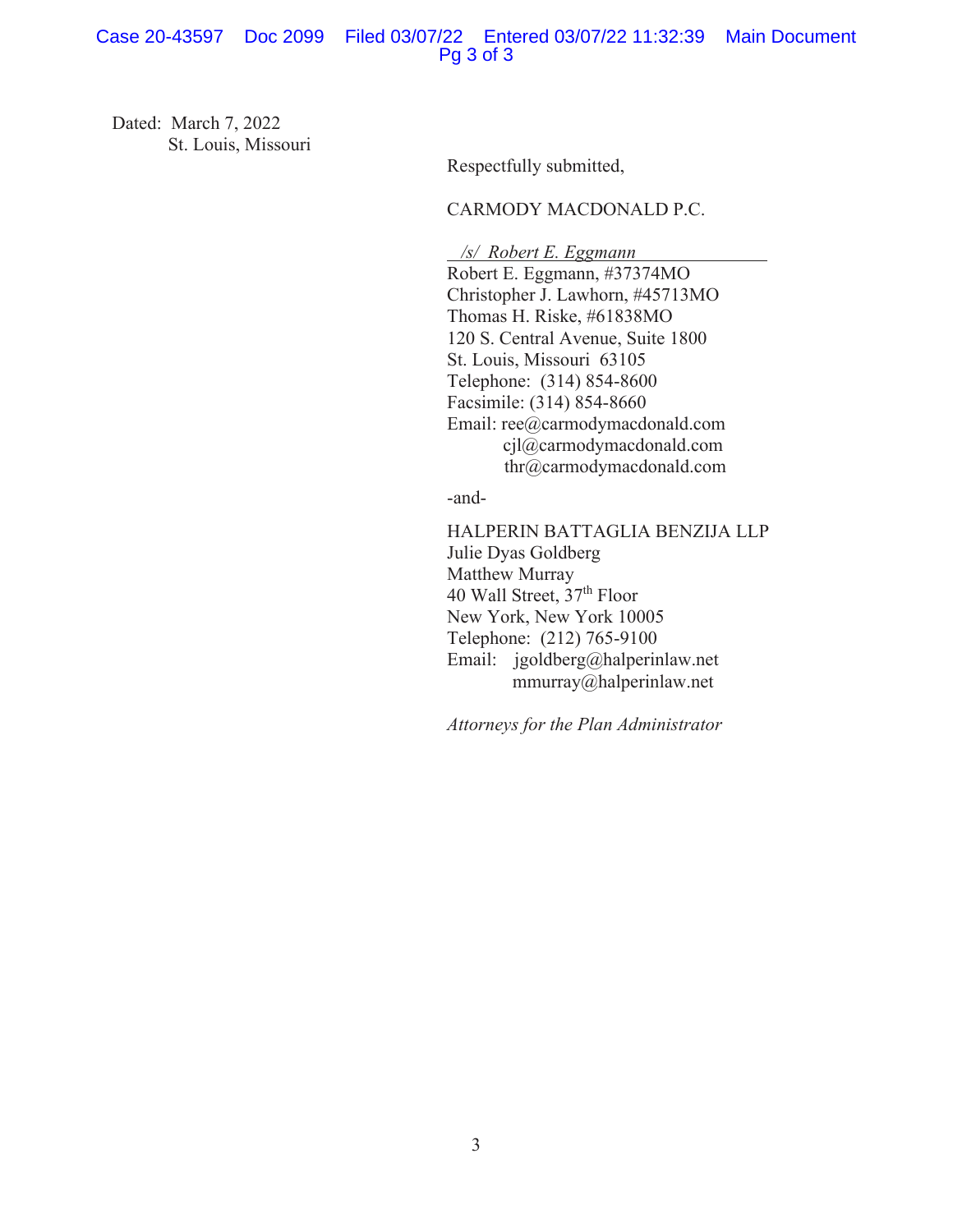Dated: March 7, 2022
St. Louis, Missouri

Respectfully submitted,

CARMODY MACDONALD P.C.

*/s/ Robert E. Eggmann*
Robert E. Eggmann, #37374MO
Christopher J. Lawhorn, #45713MO
Thomas H. Riske, #61838MO
120 S. Central Avenue, Suite 1800
St. Louis, Missouri 63105
Telephone: (314) 854-8600
Facsimile: (314) 854-8660
Email: ree@carmodymacdonald.com
cjl@carmodymacdonald.com
thr@carmodymacdonald.com

-and-

HALPERIN BATTAGLIA BENZIJA LLP
Julie Dyas Goldberg
Matthew Murray
40 Wall Street, 37th Floor
New York, New York 10005
Telephone: (212) 765-9100
Email: jgoldberg@halperinlaw.net
mmurray@halperinlaw.net

*Attorneys for the Plan Administrator*